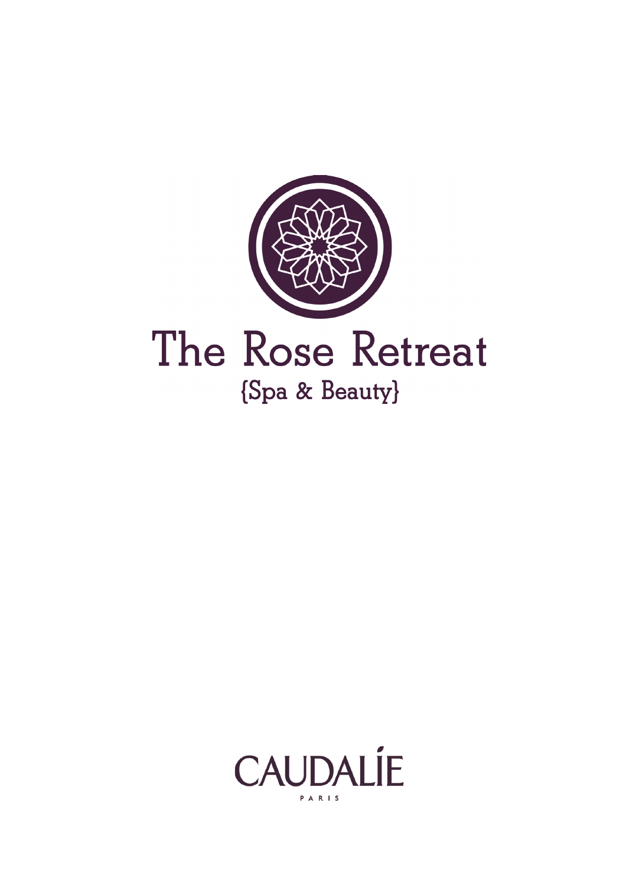# The Rose Retreat

{Spa & Beauty}

CAUDALÍE

PARIS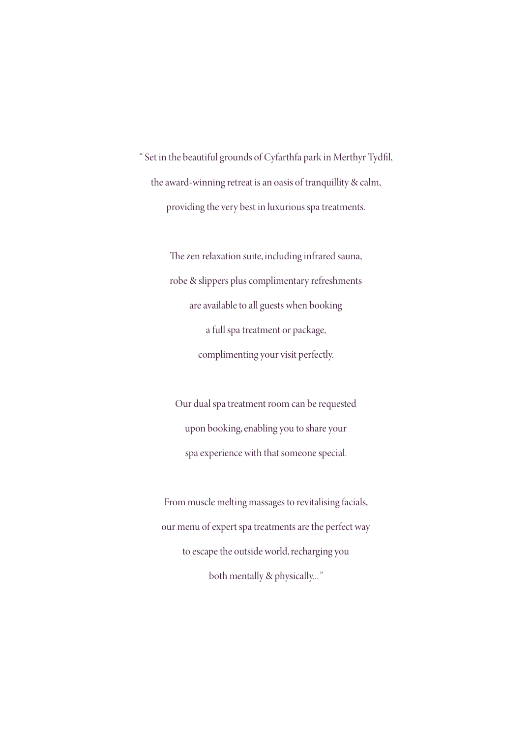" Set in the beautiful grounds of Cyfarthfa park in Merthyr Tydfil,
the award-winning retreat is an oasis of tranquillity & calm,
providing the very best in luxurious spa treatments.

The zen relaxation suite, including infrared sauna,
robe & slippers plus complimentary refreshments
are available to all guests when booking
a full spa treatment or package,
complimenting your visit perfectly.

Our dual spa treatment room can be requested
upon booking, enabling you to share your
spa experience with that someone special.

From muscle melting massages to revitalising facials,
our menu of expert spa treatments are the perfect way
to escape the outside world, recharging you
both mentally & physically... "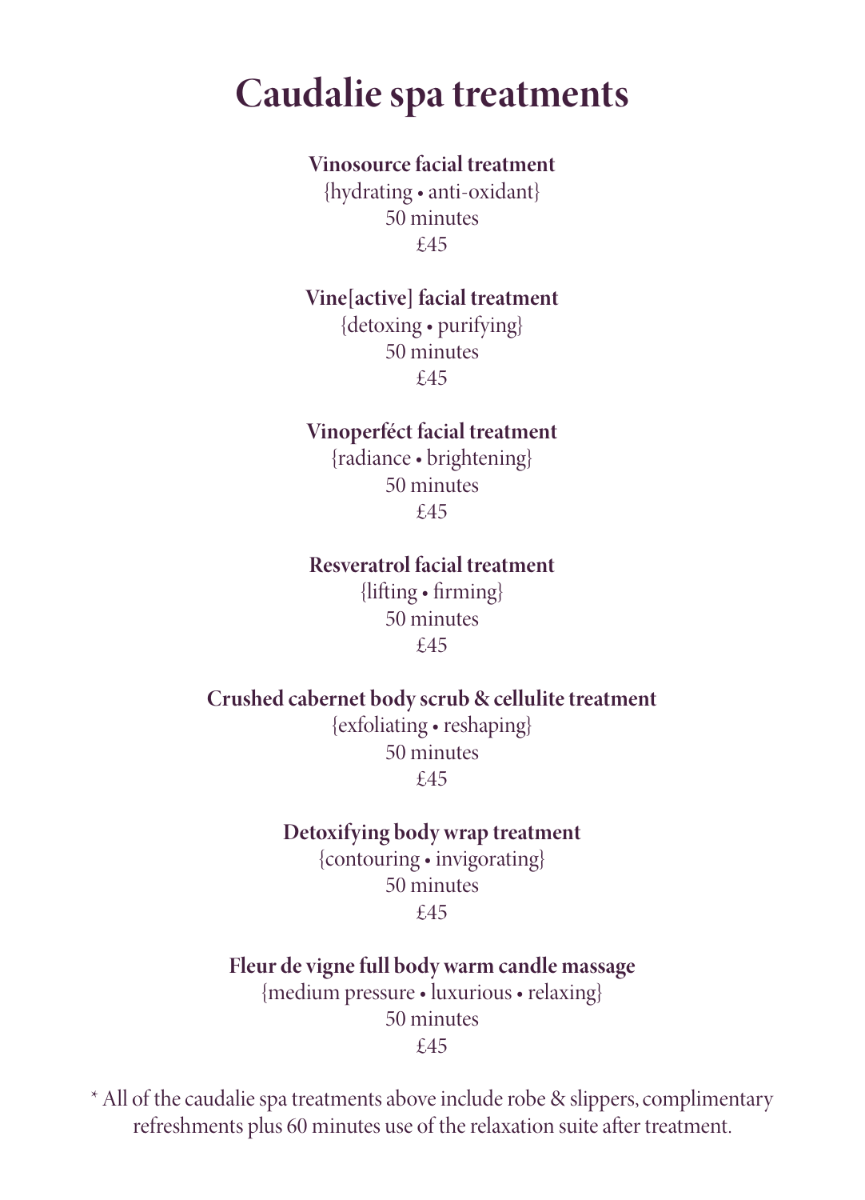# Caudalie spa treatments

**Vinosource facial treatment**
{hydrating • anti-oxidant}
50 minutes
£45

**Vine[active] facial treatment**
{detoxing • purifying}
50 minutes
£45

**Vinoperféct facial treatment**
{radiance • brightening}
50 minutes
£45

**Resveratrol facial treatment**
{lifting • firming}
50 minutes
£45

**Crushed cabernet body scrub & cellulite treatment**
{exfoliating • reshaping}
50 minutes
£45

**Detoxifying body wrap treatment**
{contouring • invigorating}
50 minutes
£45

**Fleur de vigne full body warm candle massage**
{medium pressure • luxurious • relaxing}
50 minutes
£45

* All of the caudalie spa treatments above include robe & slippers, complimentary refreshments plus 60 minutes use of the relaxation suite after treatment.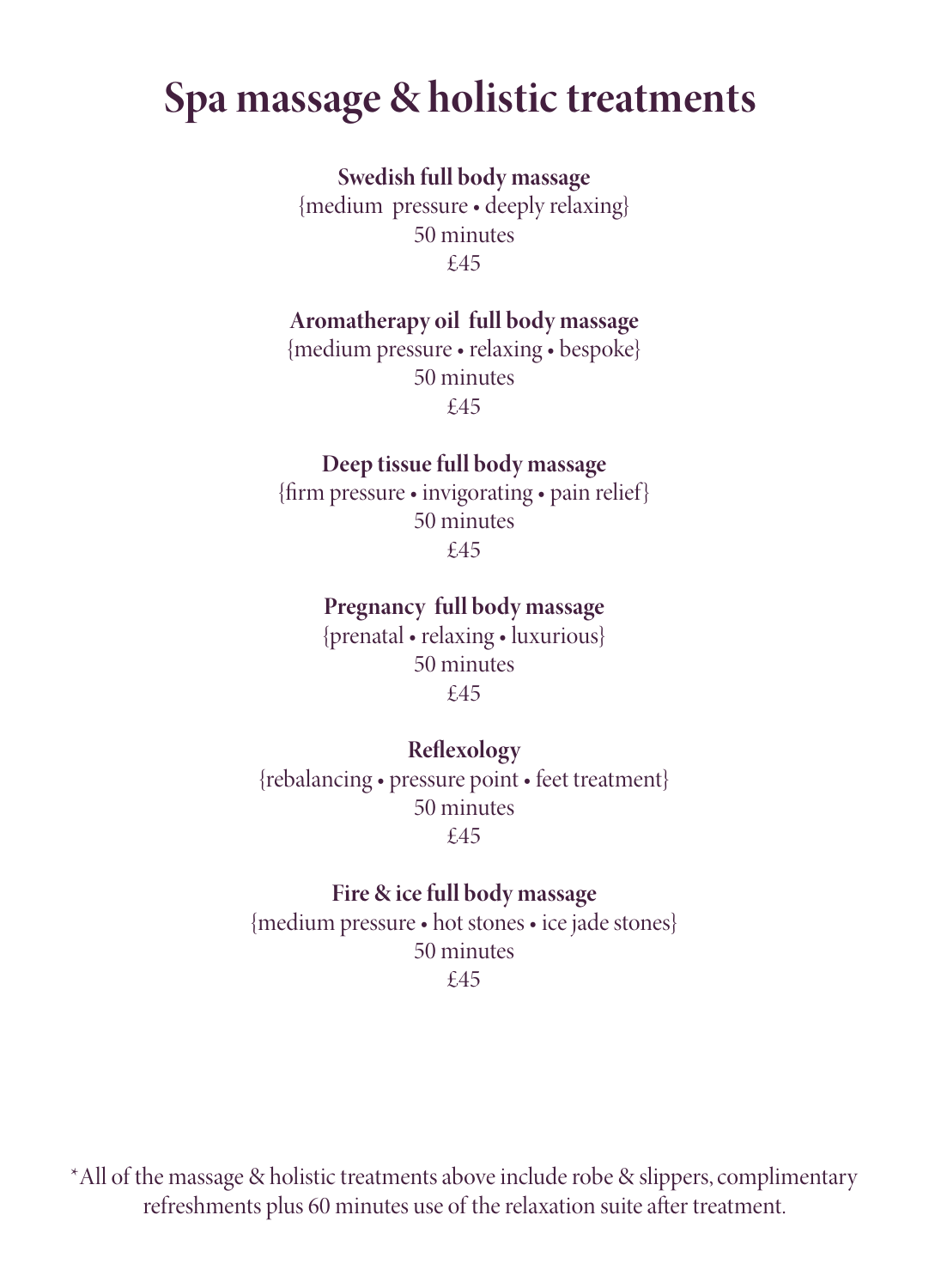# Spa massage & holistic treatments

**Swedish full body massage**
{medium pressure • deeply relaxing}
50 minutes
£45

**Aromatherapy oil full body massage**
{medium pressure • relaxing • bespoke}
50 minutes
£45

**Deep tissue full body massage**
{firm pressure • invigorating • pain relief}
50 minutes
£45

**Pregnancy full body massage**
{prenatal • relaxing • luxurious}
50 minutes
£45

**Reflexology**
{rebalancing • pressure point • feet treatment}
50 minutes
£45

**Fire & ice full body massage**
{medium pressure • hot stones • ice jade stones}
50 minutes
£45

*All of the massage & holistic treatments above include robe & slippers, complimentary refreshments plus 60 minutes use of the relaxation suite after treatment.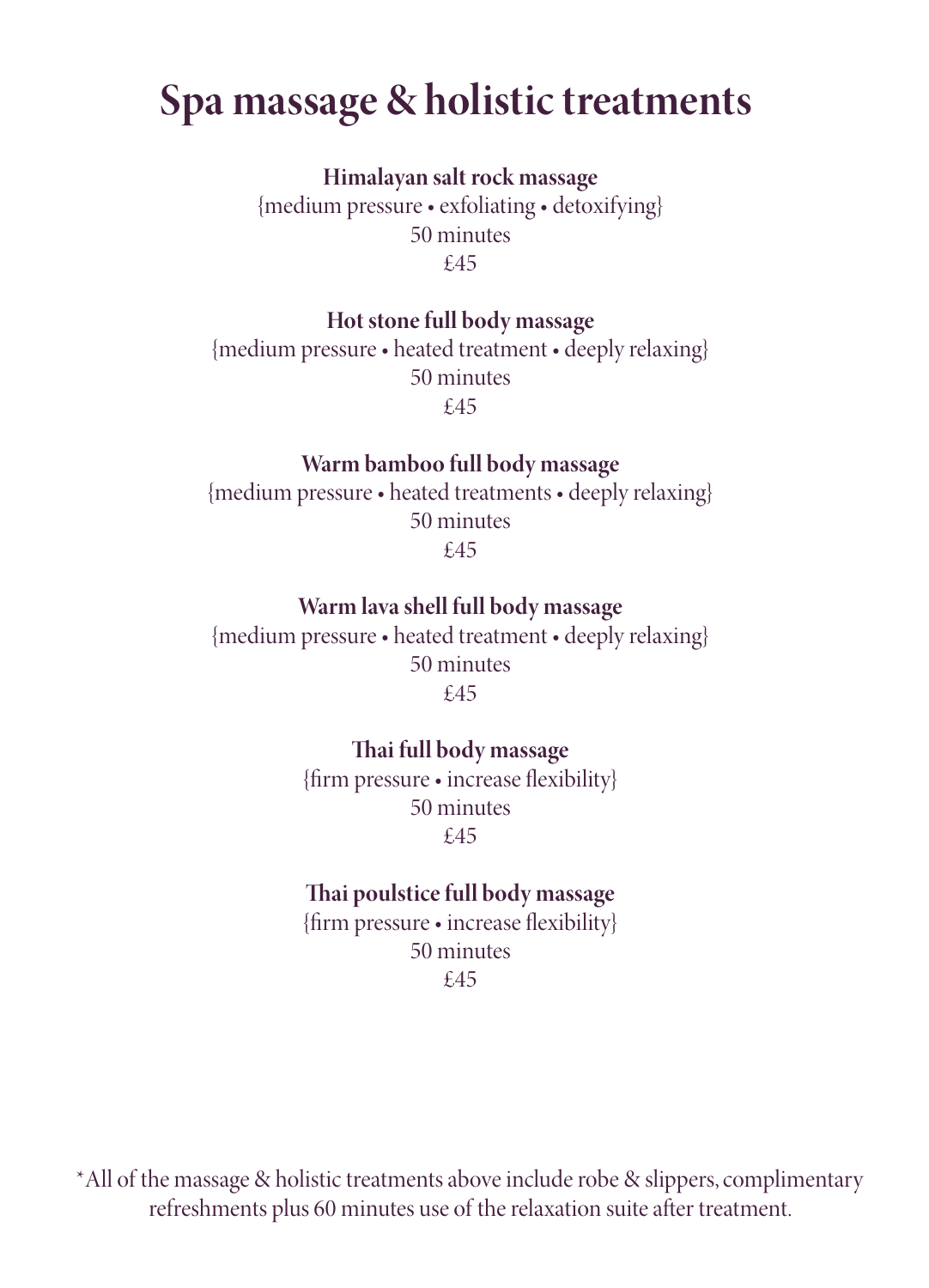# Spa massage & holistic treatments

**Himalayan salt rock massage**
{medium pressure • exfoliating • detoxifying}
50 minutes
£45

**Hot stone full body massage**
{medium pressure • heated treatment • deeply relaxing}
50 minutes
£45

**Warm bamboo full body massage**
{medium pressure • heated treatments • deeply relaxing}
50 minutes
£45

**Warm lava shell full body massage**
{medium pressure • heated treatment • deeply relaxing}
50 minutes
£45

**Thai full body massage**
{firm pressure • increase flexibility}
50 minutes
£45

**Thai poulstice full body massage**
{firm pressure • increase flexibility}
50 minutes
£45

*All of the massage & holistic treatments above include robe & slippers, complimentary refreshments plus 60 minutes use of the relaxation suite after treatment.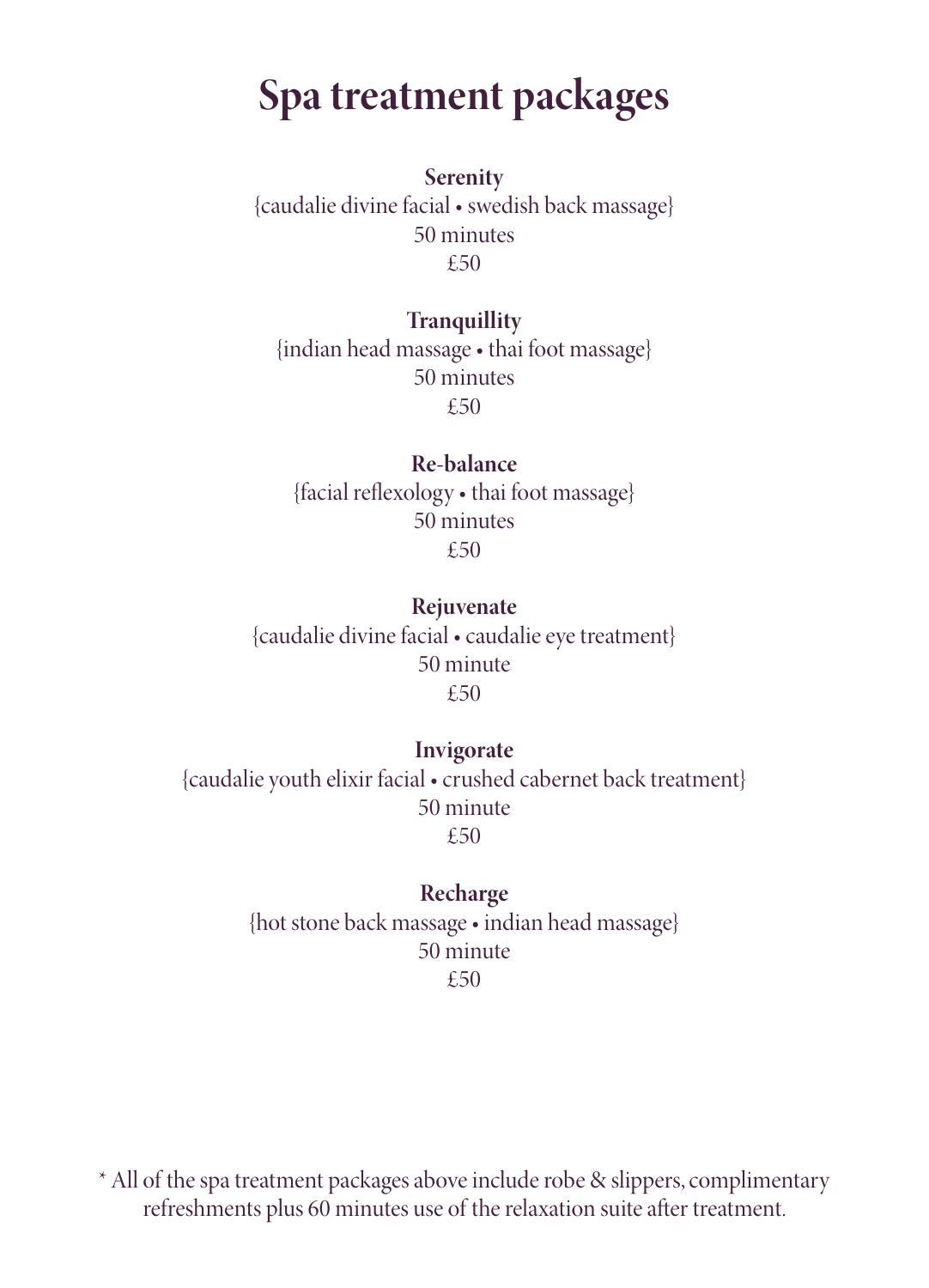# Spa treatment packages

**Serenity**
{caudalie divine facial • swedish back massage}
50 minutes
£50

**Tranquillity**
{indian head massage • thai foot massage}
50 minutes
£50

**Re-balance**
{facial reflexology • thai foot massage}
50 minutes
£50

**Rejuvenate**
{caudalie divine facial • caudalie eye treatment}
50 minute
£50

**Invigorate**
{caudalie youth elixir facial • crushed cabernet back treatment}
50 minute
£50

**Recharge**
{hot stone back massage • indian head massage}
50 minute
£50

* All of the spa treatment packages above include robe & slippers, complimentary refreshments plus 60 minutes use of the relaxation suite after treatment.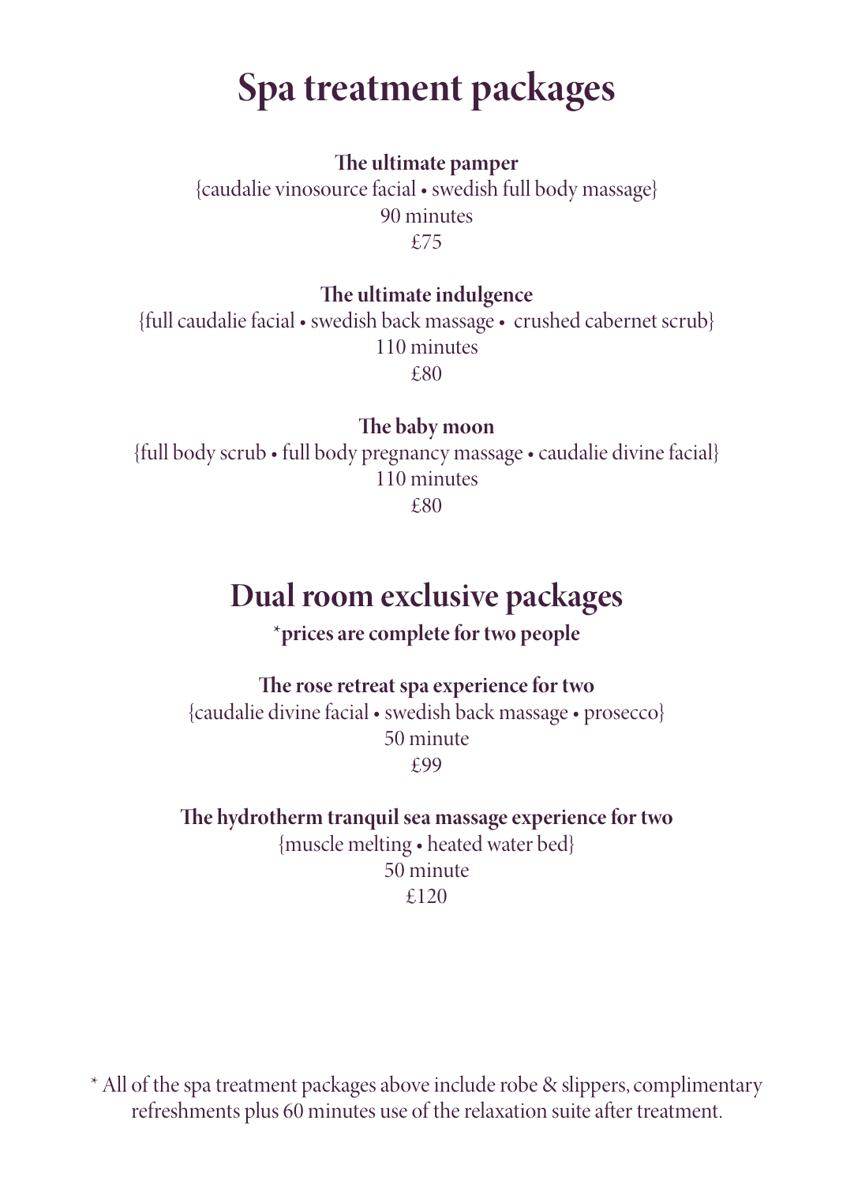# Spa treatment packages

**The ultimate pamper**
{caudalie vinosource facial • swedish full body massage}
90 minutes
£75

**The ultimate indulgence**
{full caudalie facial • swedish back massage • crushed cabernet scrub}
110 minutes
£80

**The baby moon**
{full body scrub • full body pregnancy massage • caudalie divine facial}
110 minutes
£80

# Dual room exclusive packages

**\*prices are complete for two people**

**The rose retreat spa experience for two**
{caudalie divine facial • swedish back massage • prosecco}
50 minute
£99

**The hydrotherm tranquil sea massage experience for two**
{muscle melting • heated water bed}
50 minute
£120

\* All of the spa treatment packages above include robe & slippers, complimentary refreshments plus 60 minutes use of the relaxation suite after treatment.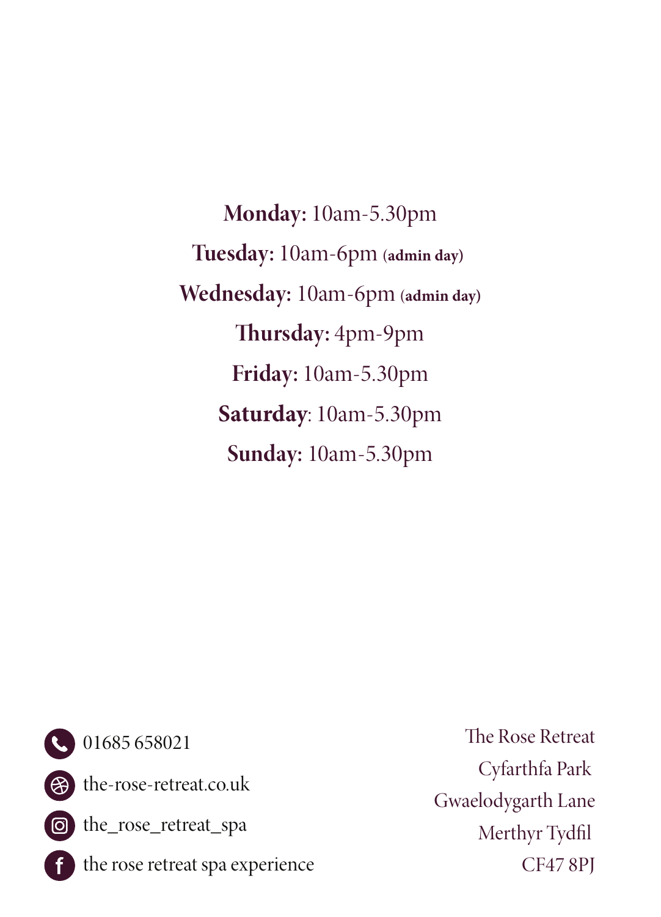**Monday:** 10am-5.30pm

**Tuesday:** 10am-6pm **(admin day)**

**Wednesday:** 10am-6pm **(admin day)**

**Thursday:** 4pm-9pm

**Friday:** 10am-5.30pm

**Saturday**: 10am-5.30pm

**Sunday:** 10am-5.30pm

01685 658021

the-rose-retreat.co.uk

the_rose_retreat_spa

the rose retreat spa experience

The Rose Retreat
Cyfarthfa Park
Gwaelodygarth Lane
Merthyr Tydfil
CF47 8PJ